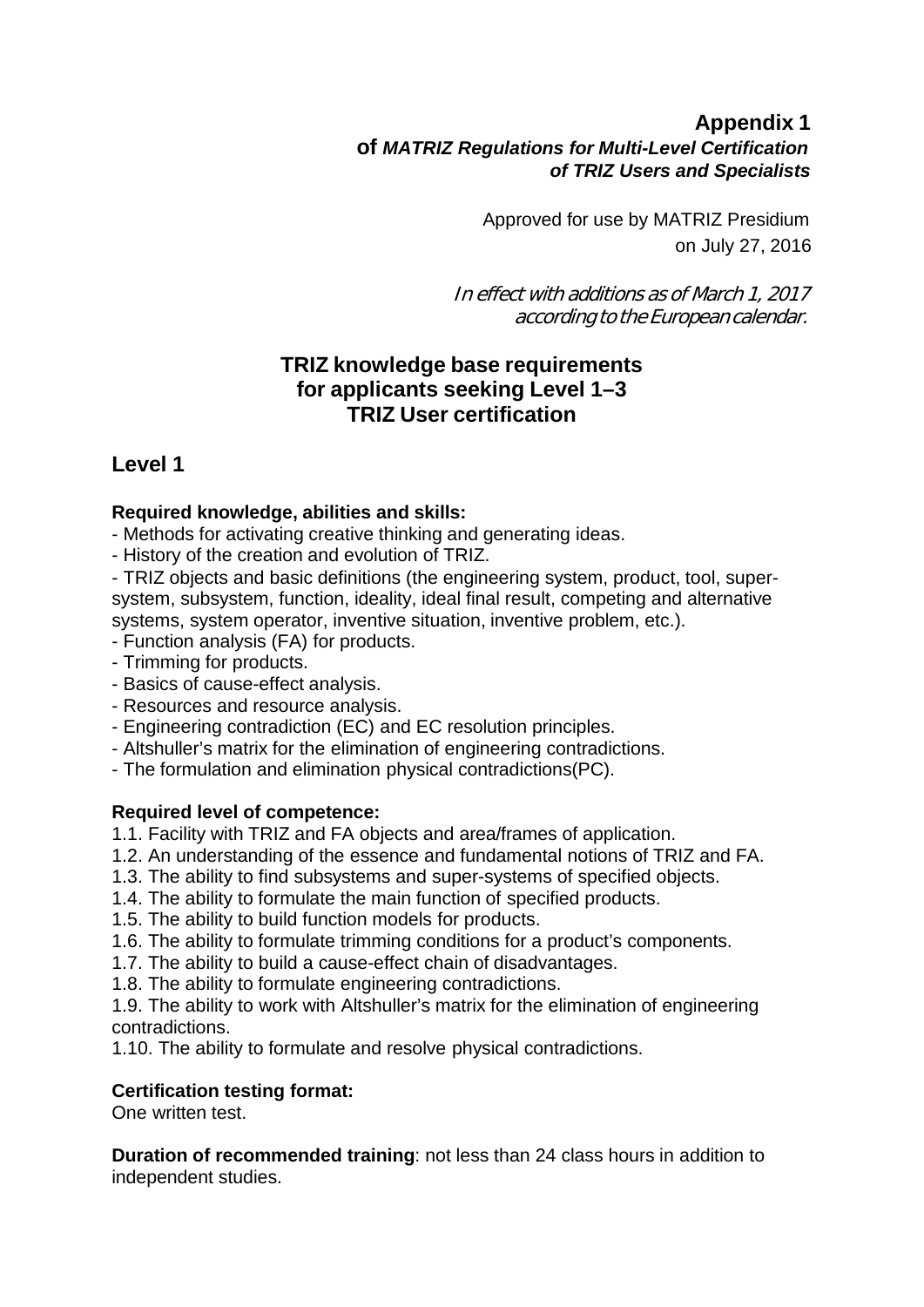**Appendix 1**
**of *MATRIZ Regulations for Multi-Level Certification of TRIZ Users and Specialists***

Approved for use by MATRIZ Presidium
on July 27, 2016

*In effect with additions as of March 1, 2017 according to the European calendar.*

# TRIZ knowledge base requirements for applicants seeking Level 1–3 TRIZ User certification

## Level 1

**Required knowledge, abilities and skills:**

- Methods for activating creative thinking and generating ideas.
- History of the creation and evolution of TRIZ.
- TRIZ objects and basic definitions (the engineering system, product, tool, super-system, subsystem, function, ideality, ideal final result, competing and alternative systems, system operator, inventive situation, inventive problem, etc.).
- Function analysis (FA) for products.
- Trimming for products.
- Basics of cause-effect analysis.
- Resources and resource analysis.
- Engineering contradiction (EC) and EC resolution principles.
- Altshuller's matrix for the elimination of engineering contradictions.
- The formulation and elimination physical contradictions(PC).

**Required level of competence:**

1.1. Facility with TRIZ and FA objects and area/frames of application.
1.2. An understanding of the essence and fundamental notions of TRIZ and FA.
1.3. The ability to find subsystems and super-systems of specified objects.
1.4. The ability to formulate the main function of specified products.
1.5. The ability to build function models for products.
1.6. The ability to formulate trimming conditions for a product's components.
1.7. The ability to build a cause-effect chain of disadvantages.
1.8. The ability to formulate engineering contradictions.
1.9. The ability to work with Altshuller's matrix for the elimination of engineering contradictions.
1.10. The ability to formulate and resolve physical contradictions.

**Certification testing format:**
One written test.

**Duration of recommended training**: not less than 24 class hours in addition to independent studies.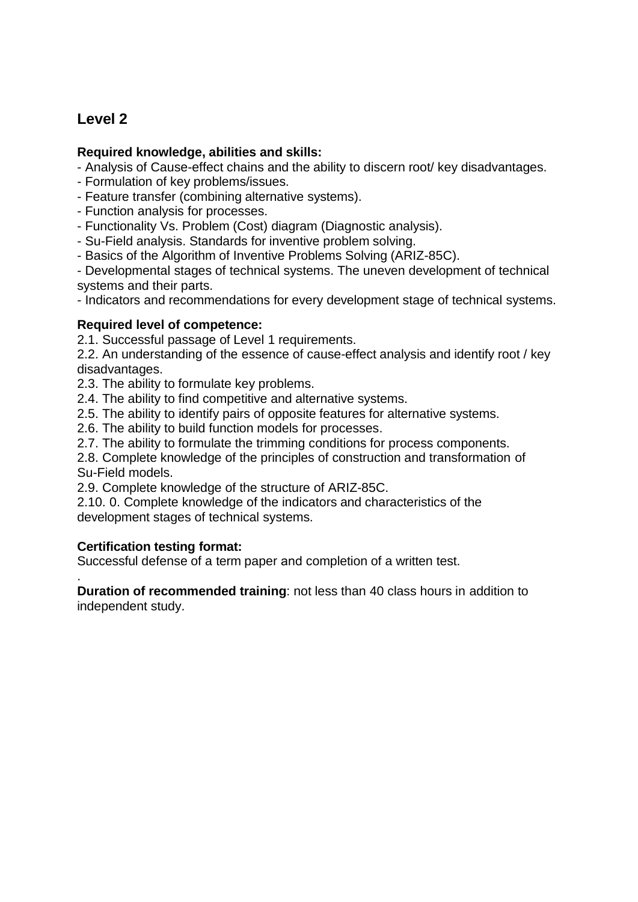## Level 2

**Required knowledge, abilities and skills:**

- Analysis of Cause-effect chains and the ability to discern root/ key disadvantages.
- Formulation of key problems/issues.
- Feature transfer (combining alternative systems).
- Function analysis for processes.
- Functionality Vs. Problem (Cost) diagram (Diagnostic analysis).
- Su-Field analysis. Standards for inventive problem solving.
- Basics of the Algorithm of Inventive Problems Solving (ARIZ-85C).
- Developmental stages of technical systems. The uneven development of technical systems and their parts.
- Indicators and recommendations for every development stage of technical systems.

**Required level of competence:**

2.1. Successful passage of Level 1 requirements.

2.2. An understanding of the essence of cause-effect analysis and identify root / key disadvantages.

2.3. The ability to formulate key problems.

2.4. The ability to find competitive and alternative systems.

2.5. The ability to identify pairs of opposite features for alternative systems.

2.6. The ability to build function models for processes.

2.7. The ability to formulate the trimming conditions for process components.

2.8. Complete knowledge of the principles of construction and transformation of Su-Field models.

2.9. Complete knowledge of the structure of ARIZ-85C.

2.10. 0. Complete knowledge of the indicators and characteristics of the development stages of technical systems.

**Certification testing format:**

Successful defense of a term paper and completion of a written test.

.

**Duration of recommended training**: not less than 40 class hours in addition to independent study.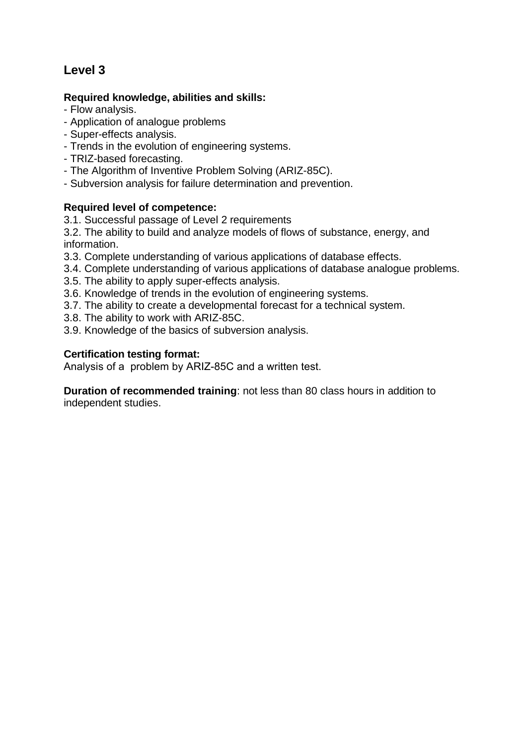## Level 3

**Required knowledge, abilities and skills:**

- Flow analysis.
- Application of analogue problems
- Super-effects analysis.
- Trends in the evolution of engineering systems.
- TRIZ-based forecasting.
- The Algorithm of Inventive Problem Solving (ARIZ-85C).
- Subversion analysis for failure determination and prevention.

**Required level of competence:**

3.1. Successful passage of Level 2 requirements
3.2. The ability to build and analyze models of flows of substance, energy, and information.
3.3. Complete understanding of various applications of database effects.
3.4. Complete understanding of various applications of database analogue problems.
3.5. The ability to apply super-effects analysis.
3.6. Knowledge of trends in the evolution of engineering systems.
3.7. The ability to create a developmental forecast for a technical system.
3.8. The ability to work with ARIZ-85C.
3.9. Knowledge of the basics of subversion analysis.

**Certification testing format:**
Analysis of a problem by ARIZ-85C and a written test.

**Duration of recommended training**: not less than 80 class hours in addition to independent studies.